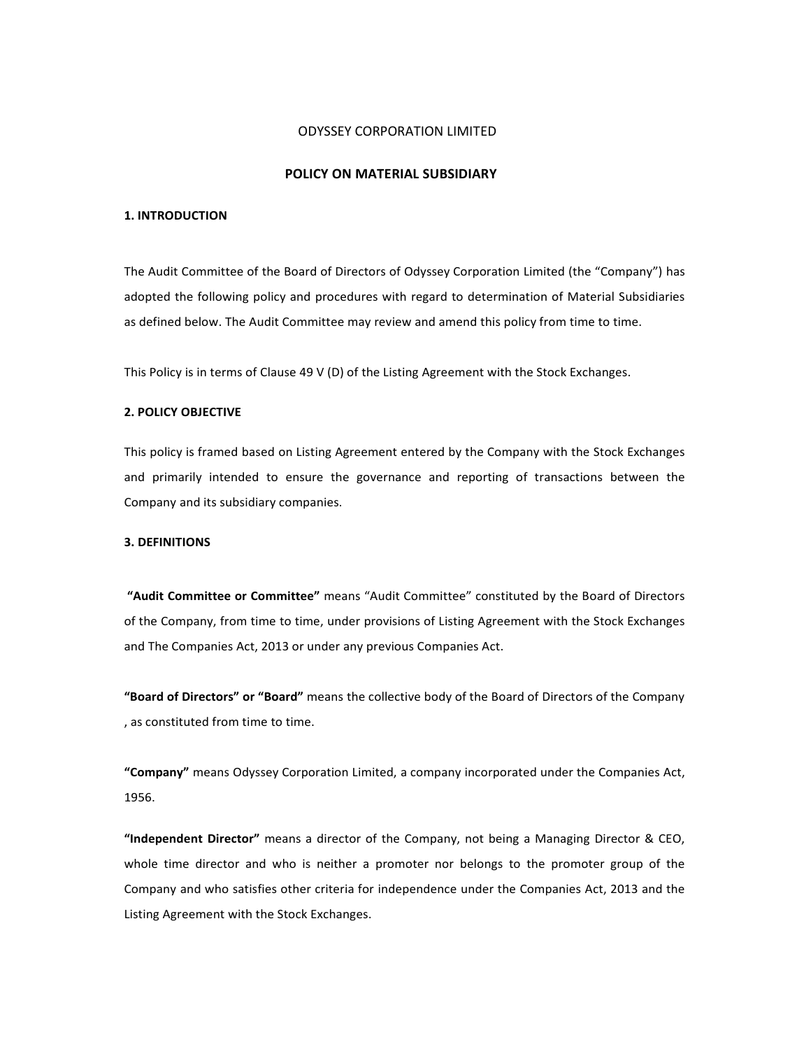ODYSSEY CORPORATION LIMITED

## POLICY ON MATERIAL SUBSIDIARY

### 1. INTRODUCTION

The Audit Committee of the Board of Directors of Odyssey Corporation Limited (the "Company") has adopted the following policy and procedures with regard to determination of Material Subsidiaries as defined below. The Audit Committee may review and amend this policy from time to time.

This Policy is in terms of Clause 49 V (D) of the Listing Agreement with the Stock Exchanges.

### 2. POLICY OBJECTIVE

This policy is framed based on Listing Agreement entered by the Company with the Stock Exchanges and primarily intended to ensure the governance and reporting of transactions between the Company and its subsidiary companies.

### 3. DEFINITIONS

**"Audit Committee or Committee"** means "Audit Committee" constituted by the Board of Directors of the Company, from time to time, under provisions of Listing Agreement with the Stock Exchanges and The Companies Act, 2013 or under any previous Companies Act.

**"Board of Directors" or "Board"** means the collective body of the Board of Directors of the Company , as constituted from time to time.

**"Company"** means Odyssey Corporation Limited, a company incorporated under the Companies Act, 1956.

**"Independent Director"** means a director of the Company, not being a Managing Director & CEO, whole time director and who is neither a promoter nor belongs to the promoter group of the Company and who satisfies other criteria for independence under the Companies Act, 2013 and the Listing Agreement with the Stock Exchanges.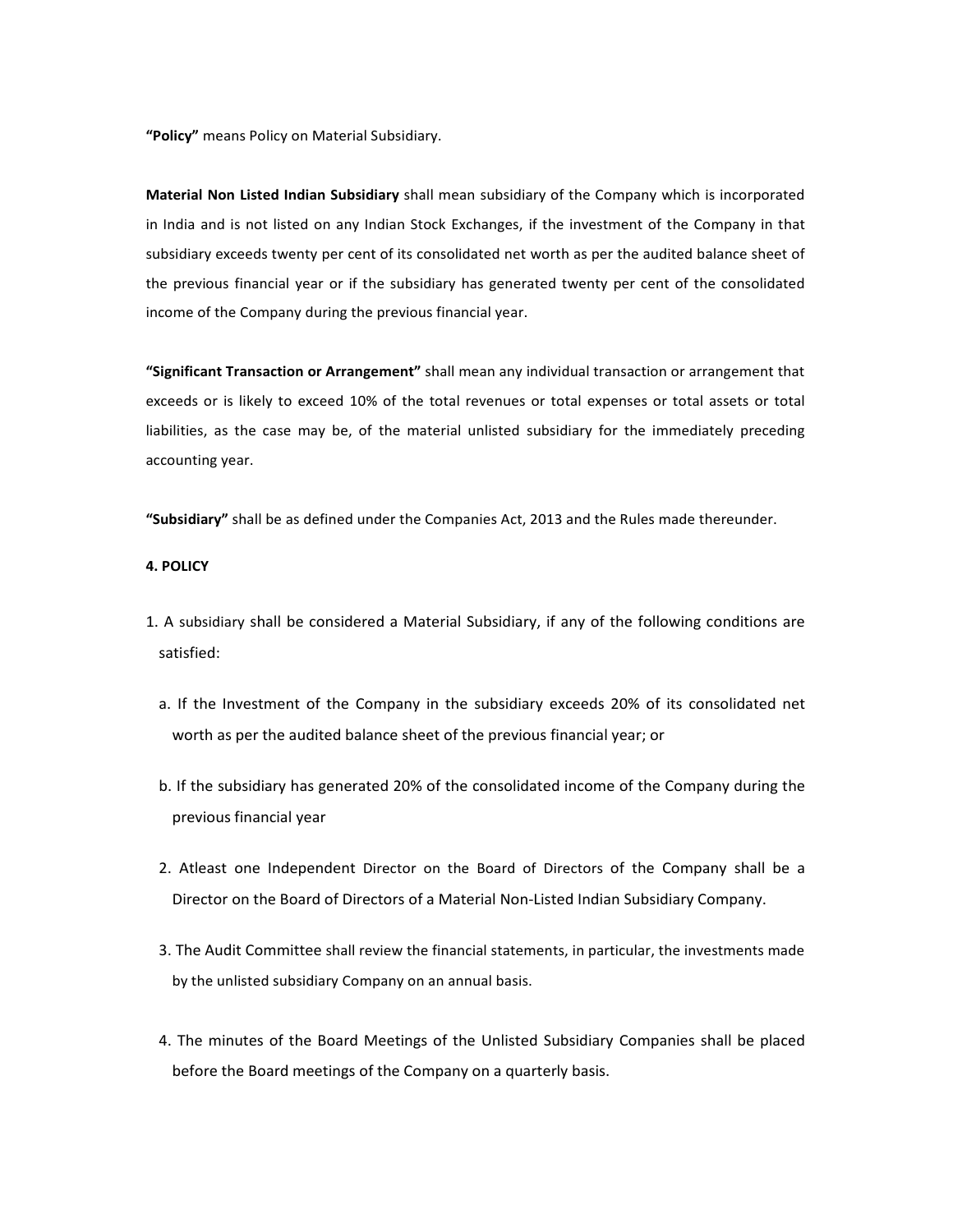**"Policy"** means Policy on Material Subsidiary.

**Material Non Listed Indian Subsidiary** shall mean subsidiary of the Company which is incorporated in India and is not listed on any Indian Stock Exchanges, if the investment of the Company in that subsidiary exceeds twenty per cent of its consolidated net worth as per the audited balance sheet of the previous financial year or if the subsidiary has generated twenty per cent of the consolidated income of the Company during the previous financial year.

**"Significant Transaction or Arrangement"** shall mean any individual transaction or arrangement that exceeds or is likely to exceed 10% of the total revenues or total expenses or total assets or total liabilities, as the case may be, of the material unlisted subsidiary for the immediately preceding accounting year.

**"Subsidiary"** shall be as defined under the Companies Act, 2013 and the Rules made thereunder.

**4. POLICY**

1. A subsidiary shall be considered a Material Subsidiary, if any of the following conditions are satisfied:

   a. If the Investment of the Company in the subsidiary exceeds 20% of its consolidated net worth as per the audited balance sheet of the previous financial year; or

   b. If the subsidiary has generated 20% of the consolidated income of the Company during the previous financial year

2. Atleast one Independent Director on the Board of Directors of the Company shall be a Director on the Board of Directors of a Material Non-Listed Indian Subsidiary Company.

3. The Audit Committee shall review the financial statements, in particular, the investments made by the unlisted subsidiary Company on an annual basis.

4. The minutes of the Board Meetings of the Unlisted Subsidiary Companies shall be placed before the Board meetings of the Company on a quarterly basis.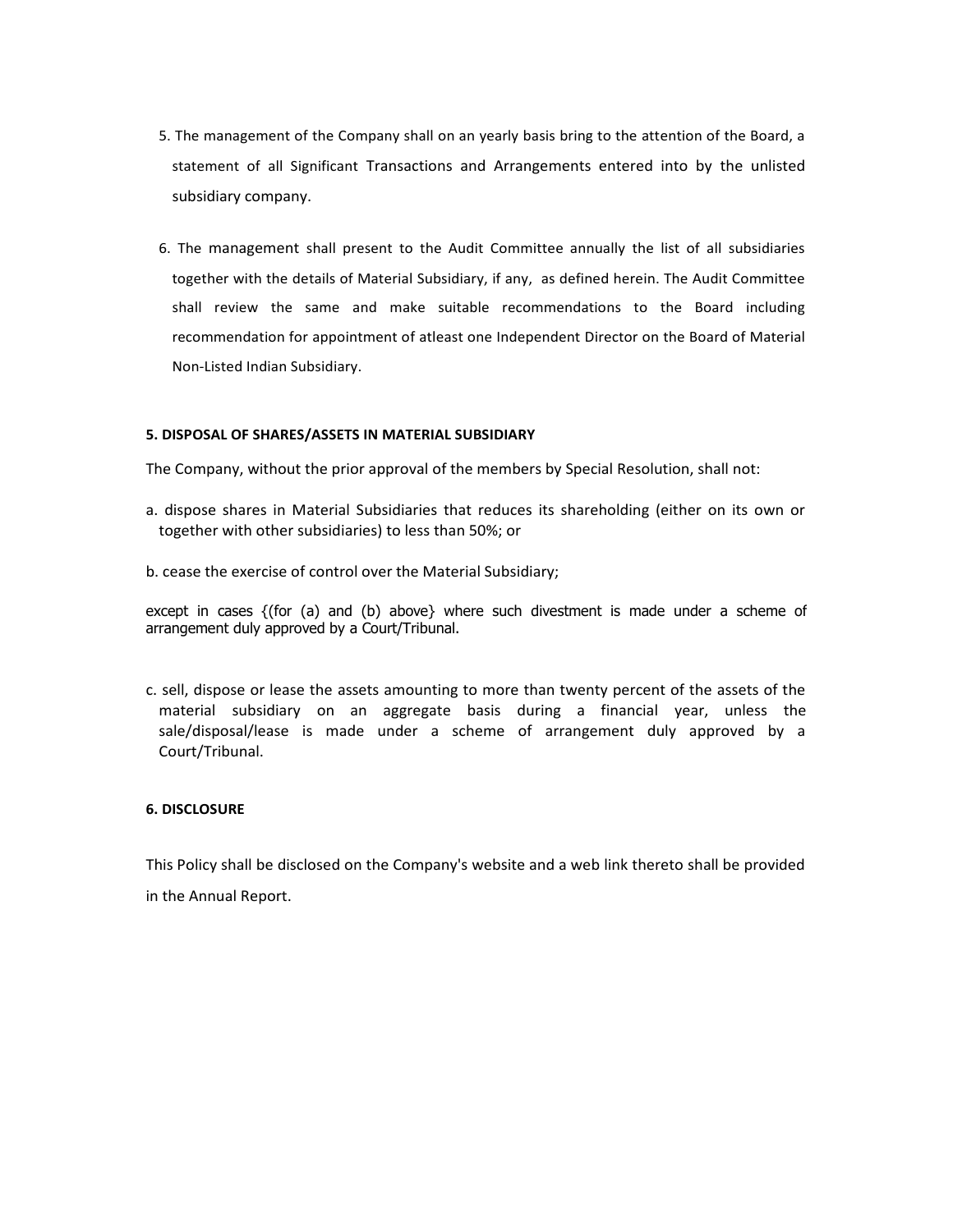5. The management of the Company shall on an yearly basis bring to the attention of the Board, a statement of all Significant Transactions and Arrangements entered into by the unlisted subsidiary company.

6. The management shall present to the Audit Committee annually the list of all subsidiaries together with the details of Material Subsidiary, if any, as defined herein. The Audit Committee shall review the same and make suitable recommendations to the Board including recommendation for appointment of atleast one Independent Director on the Board of Material Non-Listed Indian Subsidiary.

**5. DISPOSAL OF SHARES/ASSETS IN MATERIAL SUBSIDIARY**

The Company, without the prior approval of the members by Special Resolution, shall not:

a. dispose shares in Material Subsidiaries that reduces its shareholding (either on its own or together with other subsidiaries) to less than 50%; or

b. cease the exercise of control over the Material Subsidiary;

except in cases {(for (a) and (b) above} where such divestment is made under a scheme of arrangement duly approved by a Court/Tribunal.

c. sell, dispose or lease the assets amounting to more than twenty percent of the assets of the material subsidiary on an aggregate basis during a financial year, unless the sale/disposal/lease is made under a scheme of arrangement duly approved by a Court/Tribunal.

**6. DISCLOSURE**

This Policy shall be disclosed on the Company's website and a web link thereto shall be provided in the Annual Report.